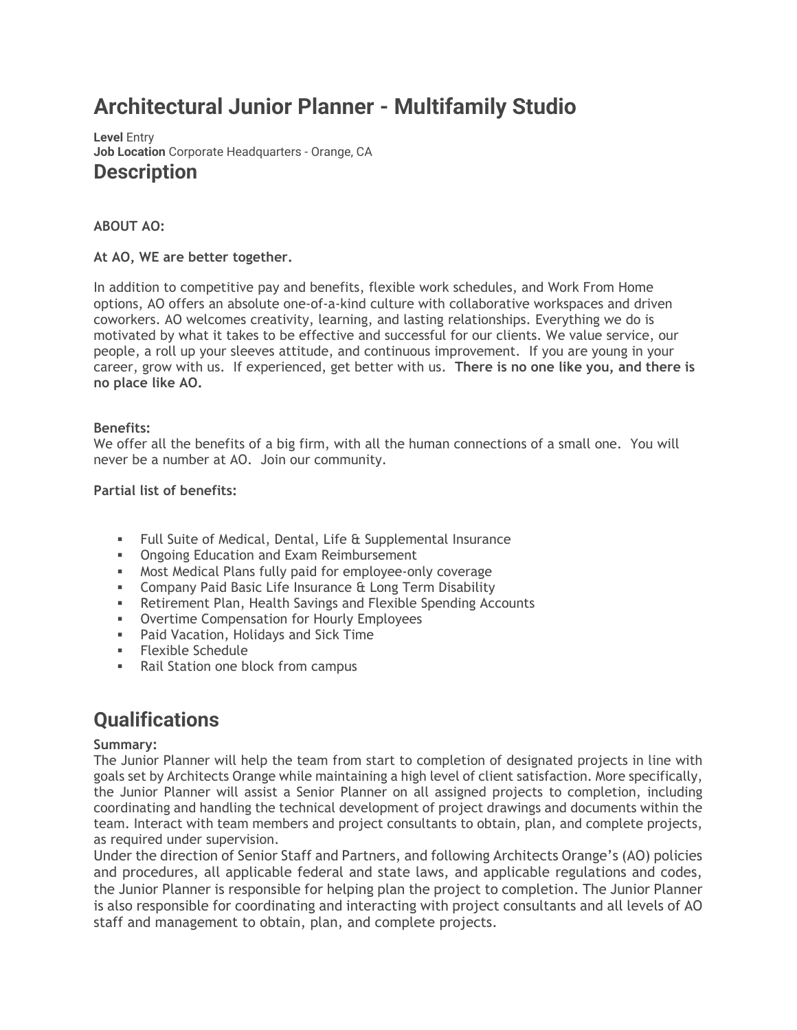# Architectural Junior Planner - Multifamily Studio

**Level** Entry
**Job Location** Corporate Headquarters - Orange, CA

## Description

**ABOUT AO:**

**At AO, WE are better together.**

In addition to competitive pay and benefits, flexible work schedules, and Work From Home options, AO offers an absolute one-of-a-kind culture with collaborative workspaces and driven coworkers. AO welcomes creativity, learning, and lasting relationships. Everything we do is motivated by what it takes to be effective and successful for our clients. We value service, our people, a roll up your sleeves attitude, and continuous improvement. If you are young in your career, grow with us. If experienced, get better with us. **There is no one like you, and there is no place like AO.**

**Benefits:**
We offer all the benefits of a big firm, with all the human connections of a small one. You will never be a number at AO. Join our community.

**Partial list of benefits:**

- Full Suite of Medical, Dental, Life & Supplemental Insurance
- Ongoing Education and Exam Reimbursement
- Most Medical Plans fully paid for employee-only coverage
- Company Paid Basic Life Insurance & Long Term Disability
- Retirement Plan, Health Savings and Flexible Spending Accounts
- Overtime Compensation for Hourly Employees
- Paid Vacation, Holidays and Sick Time
- Flexible Schedule
- Rail Station one block from campus

## Qualifications

**Summary:**
The Junior Planner will help the team from start to completion of designated projects in line with goals set by Architects Orange while maintaining a high level of client satisfaction. More specifically, the Junior Planner will assist a Senior Planner on all assigned projects to completion, including coordinating and handling the technical development of project drawings and documents within the team. Interact with team members and project consultants to obtain, plan, and complete projects, as required under supervision.
Under the direction of Senior Staff and Partners, and following Architects Orange's (AO) policies and procedures, all applicable federal and state laws, and applicable regulations and codes, the Junior Planner is responsible for helping plan the project to completion. The Junior Planner is also responsible for coordinating and interacting with project consultants and all levels of AO staff and management to obtain, plan, and complete projects.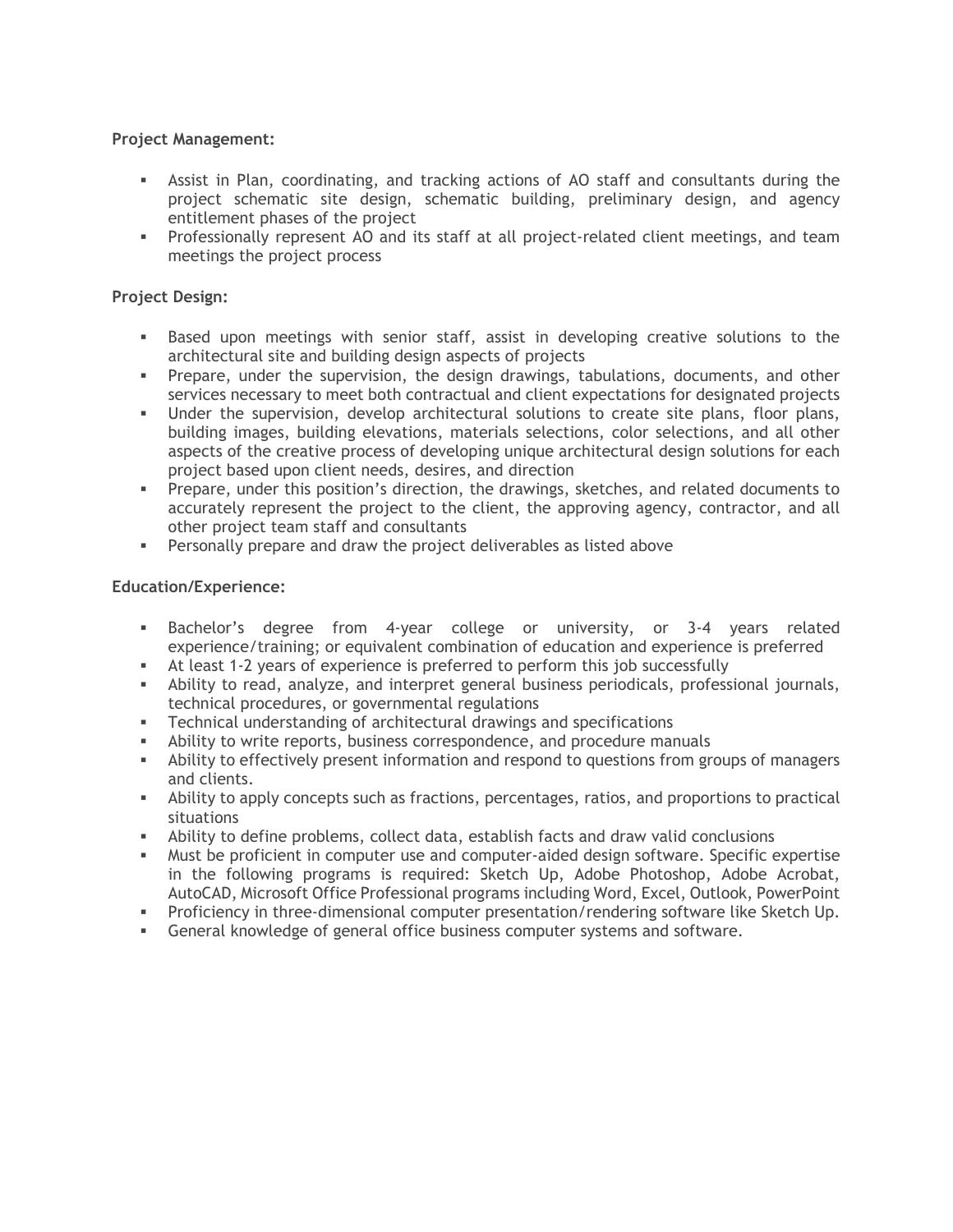**Project Management:**

- Assist in Plan, coordinating, and tracking actions of AO staff and consultants during the project schematic site design, schematic building, preliminary design, and agency entitlement phases of the project
- Professionally represent AO and its staff at all project-related client meetings, and team meetings the project process

**Project Design:**

- Based upon meetings with senior staff, assist in developing creative solutions to the architectural site and building design aspects of projects
- Prepare, under the supervision, the design drawings, tabulations, documents, and other services necessary to meet both contractual and client expectations for designated projects
- Under the supervision, develop architectural solutions to create site plans, floor plans, building images, building elevations, materials selections, color selections, and all other aspects of the creative process of developing unique architectural design solutions for each project based upon client needs, desires, and direction
- Prepare, under this position's direction, the drawings, sketches, and related documents to accurately represent the project to the client, the approving agency, contractor, and all other project team staff and consultants
- Personally prepare and draw the project deliverables as listed above

**Education/Experience:**

- Bachelor's degree from 4-year college or university, or 3-4 years related experience/training; or equivalent combination of education and experience is preferred
- At least 1-2 years of experience is preferred to perform this job successfully
- Ability to read, analyze, and interpret general business periodicals, professional journals, technical procedures, or governmental regulations
- Technical understanding of architectural drawings and specifications
- Ability to write reports, business correspondence, and procedure manuals
- Ability to effectively present information and respond to questions from groups of managers and clients.
- Ability to apply concepts such as fractions, percentages, ratios, and proportions to practical situations
- Ability to define problems, collect data, establish facts and draw valid conclusions
- Must be proficient in computer use and computer-aided design software. Specific expertise in the following programs is required: Sketch Up, Adobe Photoshop, Adobe Acrobat, AutoCAD, Microsoft Office Professional programs including Word, Excel, Outlook, PowerPoint
- Proficiency in three-dimensional computer presentation/rendering software like Sketch Up.
- General knowledge of general office business computer systems and software.